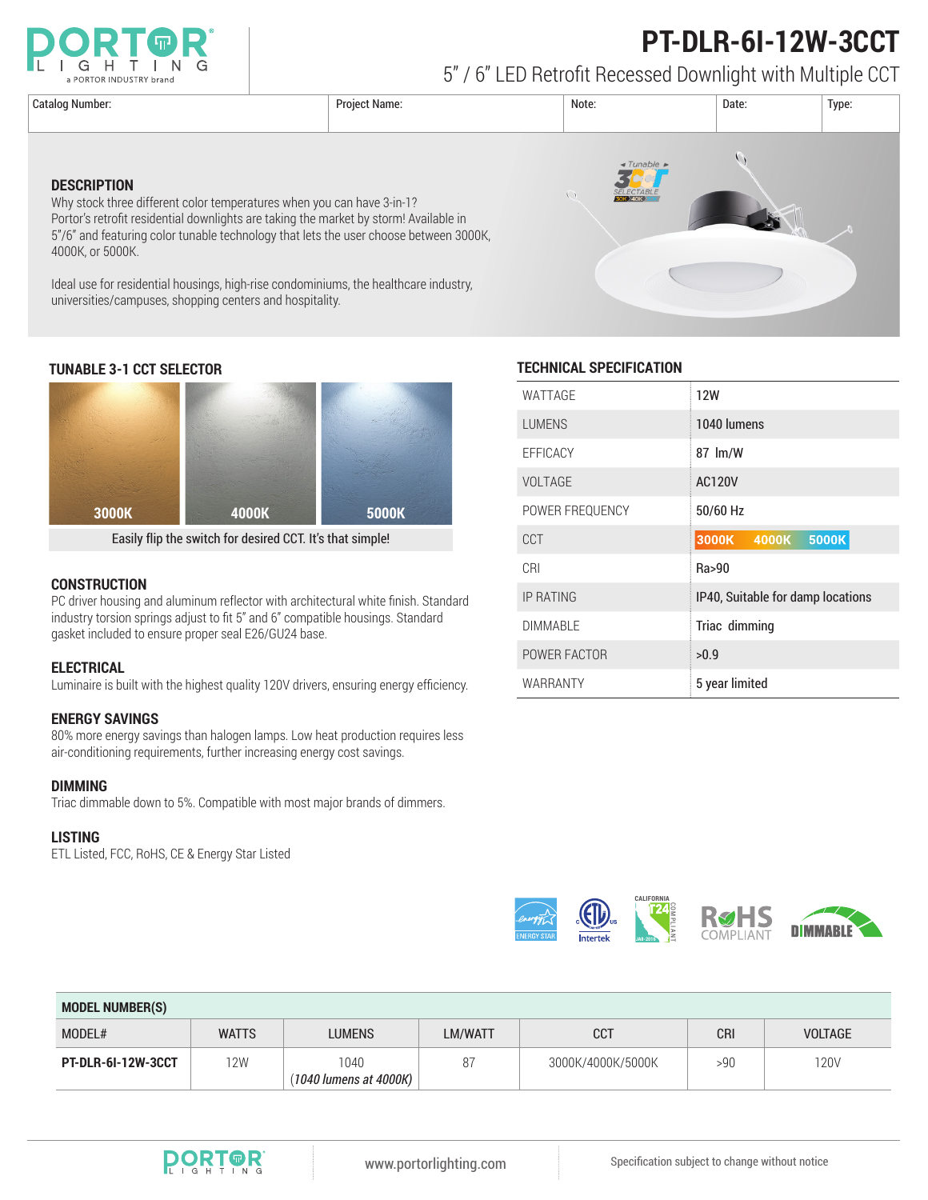# PT-DLR-6I-12W-3CCT

5" / 6" LED Retrofit Recessed Downlight with Multiple CCT

| Catalog Number: | Project Name: | Note: | Date: | Type: |
|---|---|---|---|---|
| | | | | |

## DESCRIPTION

Why stock three different color temperatures when you can have 3-in-1?
Portor's retrofit residential downlights are taking the market by storm! Available in 5"/6" and featuring color tunable technology that lets the user choose between 3000K, 4000K, or 5000K.

Ideal use for residential housings, high-rise condominiums, the healthcare industry, universities/campuses, shopping centers and hospitality.

## TUNABLE 3-1 CCT SELECTOR

3000K  4000K  5000K

Easily flip the switch for desired CCT. It's that simple!

## CONSTRUCTION

PC driver housing and aluminum reflector with architectural white finish. Standard industry torsion springs adjust to fit 5" and 6" compatible housings. Standard gasket included to ensure proper seal E26/GU24 base.

## ELECTRICAL

Luminaire is built with the highest quality 120V drivers, ensuring energy efficiency.

## ENERGY SAVINGS

80% more energy savings than halogen lamps. Low heat production requires less air-conditioning requirements, further increasing energy cost savings.

## DIMMING

Triac dimmable down to 5%. Compatible with most major brands of dimmers.

## LISTING

ETL Listed, FCC, RoHS, CE & Energy Star Listed

## TECHNICAL SPECIFICATION

| | |
|---|---|
| WATTAGE | 12W |
| LUMENS | 1040 lumens |
| EFFICACY | 87 lm/W |
| VOLTAGE | AC120V |
| POWER FREQUENCY | 50/60 Hz |
| CCT | 3000K 4000K 5000K |
| CRI | Ra>90 |
| IP RATING | IP40, Suitable for damp locations |
| DIMMABLE | Triac dimming |
| POWER FACTOR | >0.9 |
| WARRANTY | 5 year limited |

## MODEL NUMBER(S)

| MODEL# | WATTS | LUMENS | LM/WATT | CCT | CRI | VOLTAGE |
|---|---|---|---|---|---|---|
| **PT-DLR-6I-12W-3CCT** | 12W | 1040 (*1040 lumens at 4000K*) | 87 | 3000K/4000K/5000K | >90 | 120V |

www.portorlighting.com

Specification subject to change without notice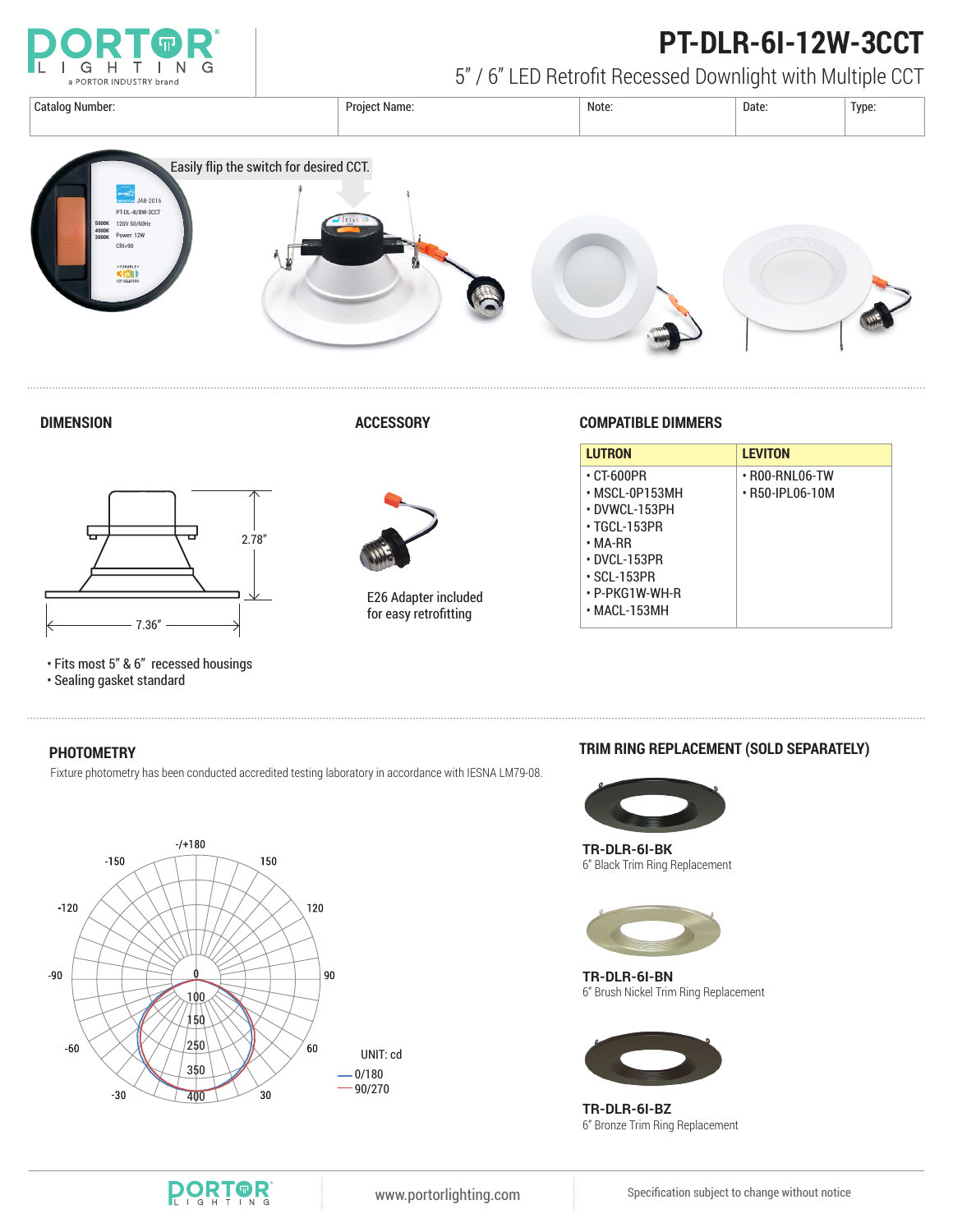# PT-DLR-6I-12W-3CCT

5" / 6" LED Retrofit Recessed Downlight with Multiple CCT

| Catalog Number: | Project Name: | Note: | Date: | Type: |
|---|---|---|---|---|
| | | | | |

Easily flip the switch for desired CCT.

JA8-2016
PT-DL-4I/8W-3CCT
5000K
4000K
3000K
120V 50/60Hz
Power: 12W
CRI>90
TUNABLE
CCT SELECTION

## DIMENSION

2.78"
7.36"

- Fits most 5" & 6" recessed housings
- Sealing gasket standard

## ACCESSORY

E26 Adapter included for easy retrofitting

## COMPATIBLE DIMMERS

| LUTRON | LEVITON |
|---|---|
| • CT-600PR<br>• MSCL-0P153MH<br>• DVWCL-153PH<br>• TGCL-153PR<br>• MA-RR<br>• DVCL-153PR<br>• SCL-153PR<br>• P-PKG1W-WH-R<br>• MACL-153MH | • R00-RNL06-TW<br>• R50-IPL06-10M |

## PHOTOMETRY

Fixture photometry has been conducted accredited testing laboratory in accordance with IESNA LM79-08.

-/+180
-150
150
-120
120
-90
90
-60
60
-30
30
0
100
150
250
350
400

UNIT: cd
0/180
90/270

## TRIM RING REPLACEMENT (SOLD SEPARATELY)

**TR-DLR-6I-BK**
6" Black Trim Ring Replacement

**TR-DLR-6I-BN**
6" Brush Nickel Trim Ring Replacement

**TR-DLR-6I-BZ**
6" Bronze Trim Ring Replacement

www.portorlighting.com

Specification subject to change without notice